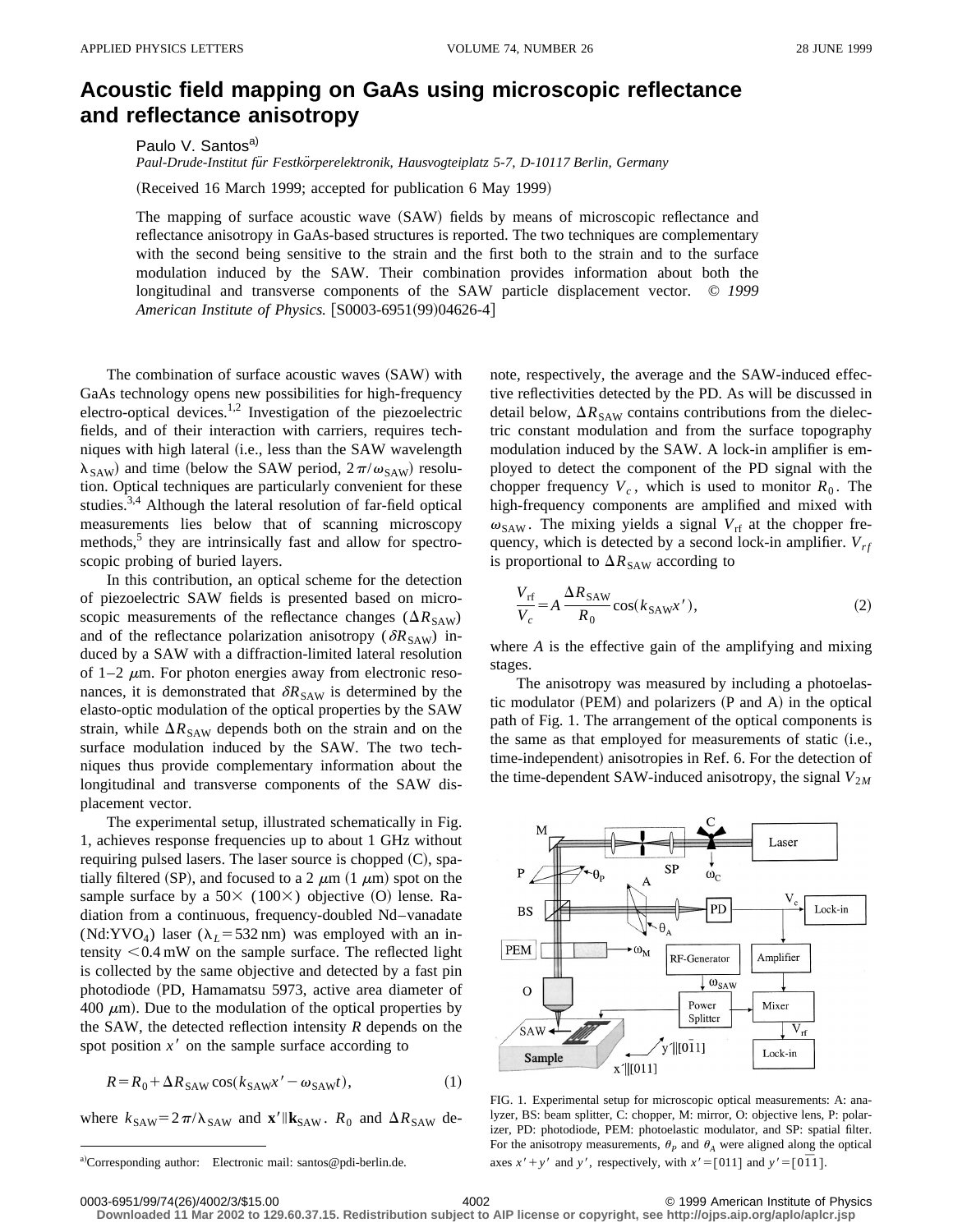# Acoustic field mapping on GaAs using microscopic reflectance and reflectance anisotropy

Paulo V. Santos[a)]

*Paul-Drude-Institut für Festkörperelektronik, Hausvogteiplatz 5-7, D-10117 Berlin, Germany*

(Received 16 March 1999; accepted for publication 6 May 1999)

The mapping of surface acoustic wave (SAW) fields by means of microscopic reflectance and reflectance anisotropy in GaAs-based structures is reported. The two techniques are complementary with the second being sensitive to the strain and the first both to the strain and to the surface modulation induced by the SAW. Their combination provides information about both the longitudinal and transverse components of the SAW particle displacement vector. © *1999 American Institute of Physics.* [S0003-6951(99)04626-4]

The combination of surface acoustic waves (SAW) with GaAs technology opens new possibilities for high-frequency electro-optical devices.[1,2] Investigation of the piezoelectric fields, and of their interaction with carriers, requires techniques with high lateral (i.e., less than the SAW wavelength $\lambda_{\mathrm{SAW}}$) and time (below the SAW period, $2\pi/\omega_{\mathrm{SAW}}$) resolution. Optical techniques are particularly convenient for these studies.[3,4] Although the lateral resolution of far-field optical measurements lies below that of scanning microscopy methods,[5] they are intrinsically fast and allow for spectroscopic probing of buried layers.

In this contribution, an optical scheme for the detection of piezoelectric SAW fields is presented based on microscopic measurements of the reflectance changes ($\Delta R_{\mathrm{SAW}}$) and of the reflectance polarization anisotropy ($\delta R_{\mathrm{SAW}}$) induced by a SAW with a diffraction-limited lateral resolution of 1–2 $\mu$m. For photon energies away from electronic resonances, it is demonstrated that $\delta R_{\mathrm{SAW}}$ is determined by the elasto-optic modulation of the optical properties by the SAW strain, while $\Delta R_{\mathrm{SAW}}$ depends both on the strain and on the surface modulation induced by the SAW. The two techniques thus provide complementary information about the longitudinal and transverse components of the SAW displacement vector.

The experimental setup, illustrated schematically in Fig. 1, achieves response frequencies up to about 1 GHz without requiring pulsed lasers. The laser source is chopped (C), spatially filtered (SP), and focused to a 2 $\mu$m (1 $\mu$m) spot on the sample surface by a 50× (100×) objective (O) lense. Radiation from a continuous, frequency-doubled Nd–vanadate ($\mathrm{Nd{:}YVO_4}$) laser ($\lambda_L = 532$ nm) was employed with an intensity $<0.4$ mW on the sample surface. The reflected light is collected by the same objective and detected by a fast pin photodiode (PD, Hamamatsu 5973, active area diameter of 400 $\mu$m). Due to the modulation of the optical properties by the SAW, the detected reflection intensity $R$ depends on the spot position $x'$ on the sample surface according to

$$R = R_0 + \Delta R_{\mathrm{SAW}} \cos(k_{\mathrm{SAW}} x' - \omega_{\mathrm{SAW}} t), \tag{1}$$

where $k_{\mathrm{SAW}} = 2\pi/\lambda_{\mathrm{SAW}}$ and $\mathbf{x}' \| \mathbf{k}_{\mathrm{SAW}}$. $R_0$ and $\Delta R_{\mathrm{SAW}}$ denote, respectively, the average and the SAW-induced effective reflectivities detected by the PD. As will be discussed in detail below, $\Delta R_{\mathrm{SAW}}$ contains contributions from the dielectric constant modulation and from the surface topography modulation induced by the SAW. A lock-in amplifier is employed to detect the component of the PD signal with the chopper frequency $V_c$, which is used to monitor $R_0$. The high-frequency components are amplified and mixed with $\omega_{\mathrm{SAW}}$. The mixing yields a signal $V_{\mathrm{rf}}$ at the chopper frequency, which is detected by a second lock-in amplifier. $V_{rf}$ is proportional to $\Delta R_{\mathrm{SAW}}$ according to

$$\frac{V_{\mathrm{rf}}}{V_c} = A \frac{\Delta R_{\mathrm{SAW}}}{R_0} \cos(k_{\mathrm{SAW}} x'), \tag{2}$$

where $A$ is the effective gain of the amplifying and mixing stages.

The anisotropy was measured by including a photoelastic modulator (PEM) and polarizers (P and A) in the optical path of Fig. 1. The arrangement of the optical components is the same as that employed for measurements of static (i.e., time-independent) anisotropies in Ref. 6. For the detection of the time-dependent SAW-induced anisotropy, the signal $V_{2M}$

FIG. 1. Experimental setup for microscopic optical measurements: A: analyzer, BS: beam splitter, C: chopper, M: mirror, O: objective lens, P: polarizer, PD: photodiode, PEM: photoelastic modulator, and SP: spatial filter. For the anisotropy measurements, $\theta_P$ and $\theta_A$ were aligned along the optical axes $x' + y'$ and $y'$, respectively, with $x' = [011]$ and $y' = [01\bar{1}]$.

[a)]Corresponding author: Electronic mail: santos@pdi-berlin.de.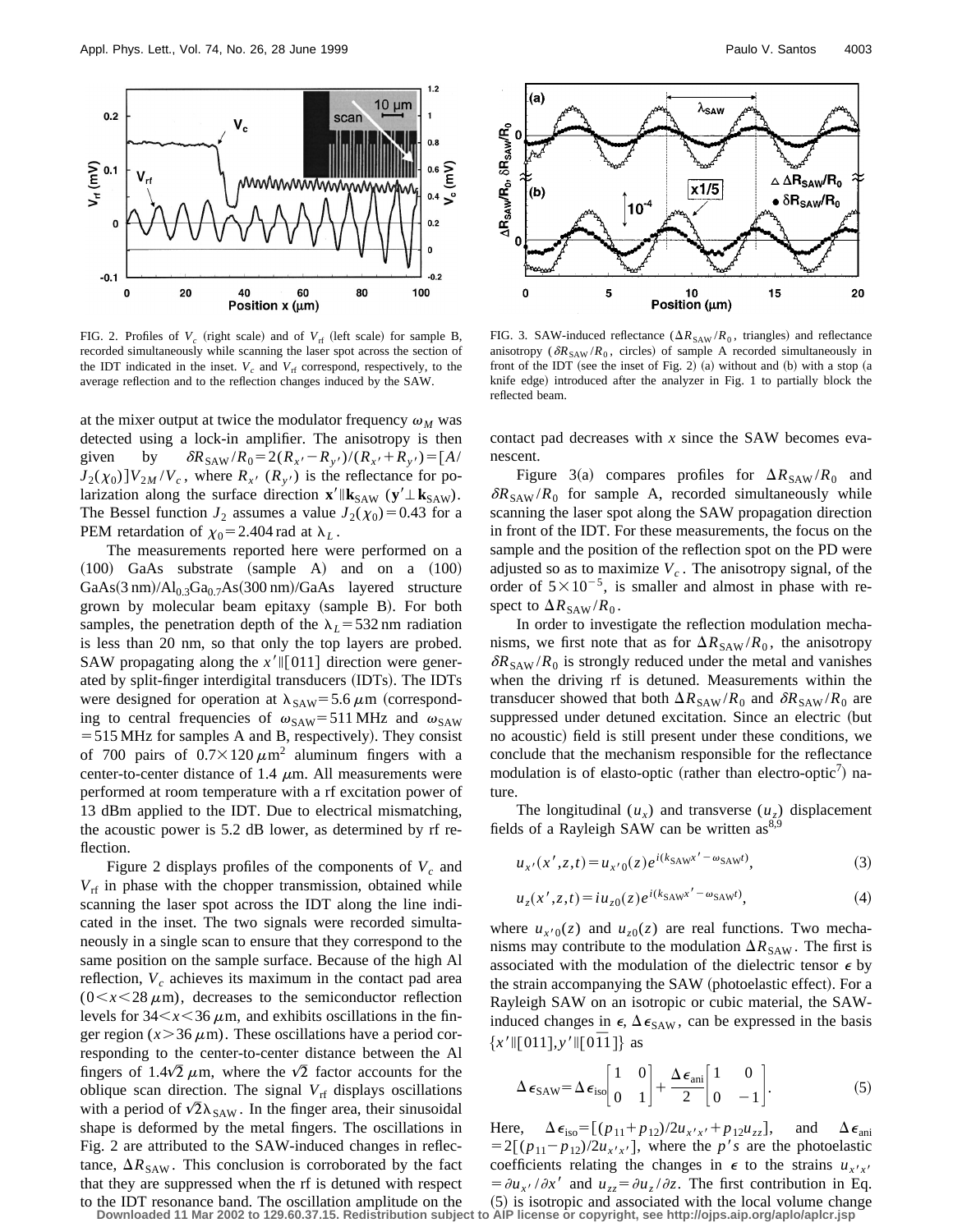FIG. 2. Profiles of $V_c$ (right scale) and of $V_{rf}$ (left scale) for sample B, recorded simultaneously while scanning the laser spot across the section of the IDT indicated in the inset. $V_c$ and $V_{rf}$ correspond, respectively, to the average reflection and to the reflection changes induced by the SAW.

FIG. 3. SAW-induced reflectance ($\Delta R_{\mathrm{SAW}}/R_0$, triangles) and reflectance anisotropy ($\delta R_{\mathrm{SAW}}/R_0$, circles) of sample A recorded simultaneously in front of the IDT (see the inset of Fig. 2) (a) without and (b) with a stop (a knife edge) introduced after the analyzer in Fig. 1 to partially block the reflected beam.

at the mixer output at twice the modulator frequency $\omega_M$ was detected using a lock-in amplifier. The anisotropy is then given by $\delta R_{\mathrm{SAW}}/R_0 = 2(R_{x'} - R_{y'})/(R_{x'} + R_{y'}) = [A/J_2(\chi_0)]V_{2M}/V_c$, where $R_{x'}$ ($R_{y'}$) is the reflectance for polarization along the surface direction $\mathbf{x}' \| \mathbf{k}_{\mathrm{SAW}}$ ($\mathbf{y}' \perp \mathbf{k}_{\mathrm{SAW}}$). The Bessel function $J_2$ assumes a value $J_2(\chi_0) = 0.43$ for a PEM retardation of $\chi_0 = 2.404$ rad at $\lambda_L$.

The measurements reported here were performed on a (100) GaAs substrate (sample A) and on a (100) GaAs(3 nm)/$Al_{0.3}Ga_{0.7}As$(300 nm)/GaAs layered structure grown by molecular beam epitaxy (sample B). For both samples, the penetration depth of the $\lambda_L = 532$ nm radiation is less than 20 nm, so that only the top layers are probed. SAW propagating along the $x' \| [011]$ direction were generated by split-finger interdigital transducers (IDTs). The IDTs were designed for operation at $\lambda_{\mathrm{SAW}} = 5.6\ \mu$m (corresponding to central frequencies of $\omega_{\mathrm{SAW}} = 511$ MHz and $\omega_{\mathrm{SAW}} = 515$ MHz for samples A and B, respectively). They consist of 700 pairs of $0.7 \times 120\ \mu\mathrm{m}^2$ aluminum fingers with a center-to-center distance of 1.4 $\mu$m. All measurements were performed at room temperature with a rf excitation power of 13 dBm applied to the IDT. Due to electrical mismatching, the acoustic power is 5.2 dB lower, as determined by rf reflection.

Figure 2 displays profiles of the components of $V_c$ and $V_{\mathrm{rf}}$ in phase with the chopper transmission, obtained while scanning the laser spot across the IDT along the line indicated in the inset. The two signals were recorded simultaneously in a single scan to ensure that they correspond to the same position on the sample surface. Because of the high Al reflection, $V_c$ achieves its maximum in the contact pad area ($0 < x < 28\ \mu$m), decreases to the semiconductor reflection levels for $34 < x < 36\ \mu$m, and exhibits oscillations in the finger region ($x > 36\ \mu$m). These oscillations have a period corresponding to the center-to-center distance between the Al fingers of $1.4\sqrt{2}\ \mu$m, where the $\sqrt{2}$ factor accounts for the oblique scan direction. The signal $V_{\mathrm{rf}}$ displays oscillations with a period of $\sqrt{2}\lambda_{\mathrm{SAW}}$. In the finger area, their sinusoidal shape is deformed by the metal fingers. The oscillations in Fig. 2 are attributed to the SAW-induced changes in reflectance, $\Delta R_{\mathrm{SAW}}$. This conclusion is corroborated by the fact that they are suppressed when the rf is detuned with respect to the IDT resonance band. The oscillation amplitude on the contact pad decreases with $x$ since the SAW becomes evanescent.

Figure 3(a) compares profiles for $\Delta R_{\mathrm{SAW}}/R_0$ and $\delta R_{\mathrm{SAW}}/R_0$ for sample A, recorded simultaneously while scanning the laser spot along the SAW propagation direction in front of the IDT. For these measurements, the focus on the sample and the position of the reflection spot on the PD were adjusted so as to maximize $V_c$. The anisotropy signal, of the order of $5 \times 10^{-5}$, is smaller and almost in phase with respect to $\Delta R_{\mathrm{SAW}}/R_0$.

In order to investigate the reflection modulation mechanisms, we first note that as for $\Delta R_{\mathrm{SAW}}/R_0$, the anisotropy $\delta R_{\mathrm{SAW}}/R_0$ is strongly reduced under the metal and vanishes when the driving rf is detuned. Measurements within the transducer showed that both $\Delta R_{\mathrm{SAW}}/R_0$ and $\delta R_{\mathrm{SAW}}/R_0$ are suppressed under detuned excitation. Since an electric (but no acoustic) field is still present under these conditions, we conclude that the mechanism responsible for the reflectance modulation is of elasto-optic (rather than electro-optic[7]) nature.

The longitudinal ($u_x$) and transverse ($u_z$) displacement fields of a Rayleigh SAW can be written as[8,9]

$$u_{x'}(x', z, t) = u_{x'0}(z) e^{i(k_{\mathrm{SAW}} x' - \omega_{\mathrm{SAW}} t)}, \tag{3}$$

$$u_z(x', z, t) = i u_{z0}(z) e^{i(k_{\mathrm{SAW}} x' - \omega_{\mathrm{SAW}} t)}, \tag{4}$$

where $u_{x'0}(z)$ and $u_{z0}(z)$ are real functions. Two mechanisms may contribute to the modulation $\Delta R_{\mathrm{SAW}}$. The first is associated with the modulation of the dielectric tensor $\epsilon$ by the strain accompanying the SAW (photoelastic effect). For a Rayleigh SAW on an isotropic or cubic material, the SAW-induced changes in $\epsilon$, $\Delta\epsilon_{\mathrm{SAW}}$, can be expressed in the basis $\{x' \| [011], y' \| [0\bar{1}1]\}$ as

$$\Delta\epsilon_{\mathrm{SAW}} = \Delta\epsilon_{\mathrm{iso}} \begin{bmatrix} 1 & 0 \\ 0 & 1 \end{bmatrix} + \frac{\Delta\epsilon_{\mathrm{ani}}}{2} \begin{bmatrix} 1 & 0 \\ 0 & -1 \end{bmatrix}. \tag{5}$$

Here, $\Delta\epsilon_{\mathrm{iso}} = [(p_{11} + p_{12})/2 u_{x'x'} + p_{12} u_{zz}]$, and $\Delta\epsilon_{\mathrm{ani}} = 2[(p_{11} - p_{12})/2 u_{x'x'}]$, where the $p$'s are the photoelastic coefficients relating the changes in $\epsilon$ to the strains $u_{x'x'} = \partial u_{x'}/\partial x'$ and $u_{zz} = \partial u_z/\partial z$. The first contribution in Eq. (5) is isotropic and associated with the local volume change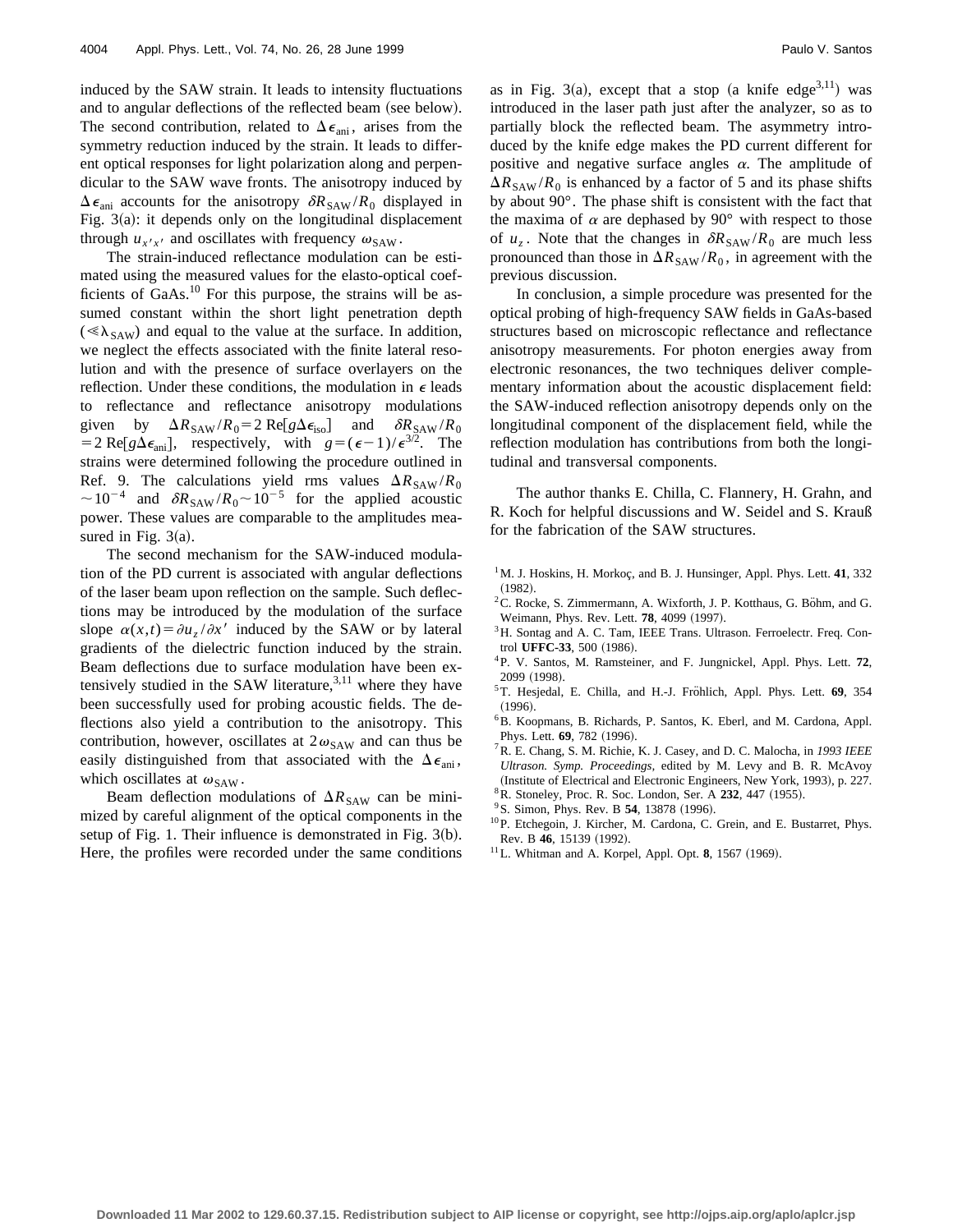induced by the SAW strain. It leads to intensity fluctuations and to angular deflections of the reflected beam (see below). The second contribution, related to $\Delta\epsilon_{ani}$, arises from the symmetry reduction induced by the strain. It leads to different optical responses for light polarization along and perpendicular to the SAW wave fronts. The anisotropy induced by $\Delta\epsilon_{ani}$ accounts for the anisotropy $\delta R_{SAW}/R_0$ displayed in Fig. 3(a): it depends only on the longitudinal displacement through $u_{x'x'}$ and oscillates with frequency $\omega_{SAW}$.

The strain-induced reflectance modulation can be estimated using the measured values for the elasto-optical coefficients of GaAs.[10] For this purpose, the strains will be assumed constant within the short light penetration depth ($\ll\lambda_{SAW}$) and equal to the value at the surface. In addition, we neglect the effects associated with the finite lateral resolution and with the presence of surface overlayers on the reflection. Under these conditions, the modulation in $\epsilon$ leads to reflectance and reflectance anisotropy modulations given by $\Delta R_{SAW}/R_0 = 2\,\mathrm{Re}[g\Delta\epsilon_{iso}]$ and $\delta R_{SAW}/R_0 = 2\,\mathrm{Re}[g\Delta\epsilon_{ani}]$, respectively, with $g=(\epsilon-1)/\epsilon^{3/2}$. The strains were determined following the procedure outlined in Ref. 9. The calculations yield rms values $\Delta R_{SAW}/R_0 \sim 10^{-4}$ and $\delta R_{SAW}/R_0 \sim 10^{-5}$ for the applied acoustic power. These values are comparable to the amplitudes measured in Fig. 3(a).

The second mechanism for the SAW-induced modulation of the PD current is associated with angular deflections of the laser beam upon reflection on the sample. Such deflections may be introduced by the modulation of the surface slope $\alpha(x,t) = \partial u_z/\partial x'$ induced by the SAW or by lateral gradients of the dielectric function induced by the strain. Beam deflections due to surface modulation have been extensively studied in the SAW literature,[3,11] where they have been successfully used for probing acoustic fields. The deflections also yield a contribution to the anisotropy. This contribution, however, oscillates at $2\omega_{SAW}$ and can thus be easily distinguished from that associated with the $\Delta\epsilon_{ani}$, which oscillates at $\omega_{SAW}$.

Beam deflection modulations of $\Delta R_{SAW}$ can be minimized by careful alignment of the optical components in the setup of Fig. 1. Their influence is demonstrated in Fig. 3(b). Here, the profiles were recorded under the same conditions as in Fig. 3(a), except that a stop (a knife edge[3,11]) was introduced in the laser path just after the analyzer, so as to partially block the reflected beam. The asymmetry introduced by the knife edge makes the PD current different for positive and negative surface angles $\alpha$. The amplitude of $\Delta R_{SAW}/R_0$ is enhanced by a factor of 5 and its phase shifts by about 90°. The phase shift is consistent with the fact that the maxima of $\alpha$ are dephased by 90° with respect to those of $u_z$. Note that the changes in $\delta R_{SAW}/R_0$ are much less pronounced than those in $\Delta R_{SAW}/R_0$, in agreement with the previous discussion.

In conclusion, a simple procedure was presented for the optical probing of high-frequency SAW fields in GaAs-based structures based on microscopic reflectance and reflectance anisotropy measurements. For photon energies away from electronic resonances, the two techniques deliver complementary information about the acoustic displacement field: the SAW-induced reflection anisotropy depends only on the longitudinal component of the displacement field, while the reflection modulation has contributions from both the longitudinal and transversal components.

The author thanks E. Chilla, C. Flannery, H. Grahn, and R. Koch for helpful discussions and W. Seidel and S. Krauß for the fabrication of the SAW structures.

[1] M. J. Hoskins, H. Morkoç, and B. J. Hunsinger, Appl. Phys. Lett. **41**, 332 (1982).
[2] C. Rocke, S. Zimmermann, A. Wixforth, J. P. Kotthaus, G. Böhm, and G. Weimann, Phys. Rev. Lett. **78**, 4099 (1997).
[3] H. Sontag and A. C. Tam, IEEE Trans. Ultrason. Ferroelectr. Freq. Control **UFFC-33**, 500 (1986).
[4] P. V. Santos, M. Ramsteiner, and F. Jungnickel, Appl. Phys. Lett. **72**, 2099 (1998).
[5] T. Hesjedal, E. Chilla, and H.-J. Fröhlich, Appl. Phys. Lett. **69**, 354 (1996).
[6] B. Koopmans, B. Richards, P. Santos, K. Eberl, and M. Cardona, Appl. Phys. Lett. **69**, 782 (1996).
[7] R. E. Chang, S. M. Richie, K. J. Casey, and D. C. Malocha, in *1993 IEEE Ultrason. Symp. Proceedings*, edited by M. Levy and B. R. McAvoy (Institute of Electrical and Electronic Engineers, New York, 1993), p. 227.
[8] R. Stoneley, Proc. R. Soc. London, Ser. A **232**, 447 (1955).
[9] S. Simon, Phys. Rev. B **54**, 13878 (1996).
[10] P. Etchegoin, J. Kircher, M. Cardona, C. Grein, and E. Bustarret, Phys. Rev. B **46**, 15139 (1992).
[11] L. Whitman and A. Korpel, Appl. Opt. **8**, 1567 (1969).